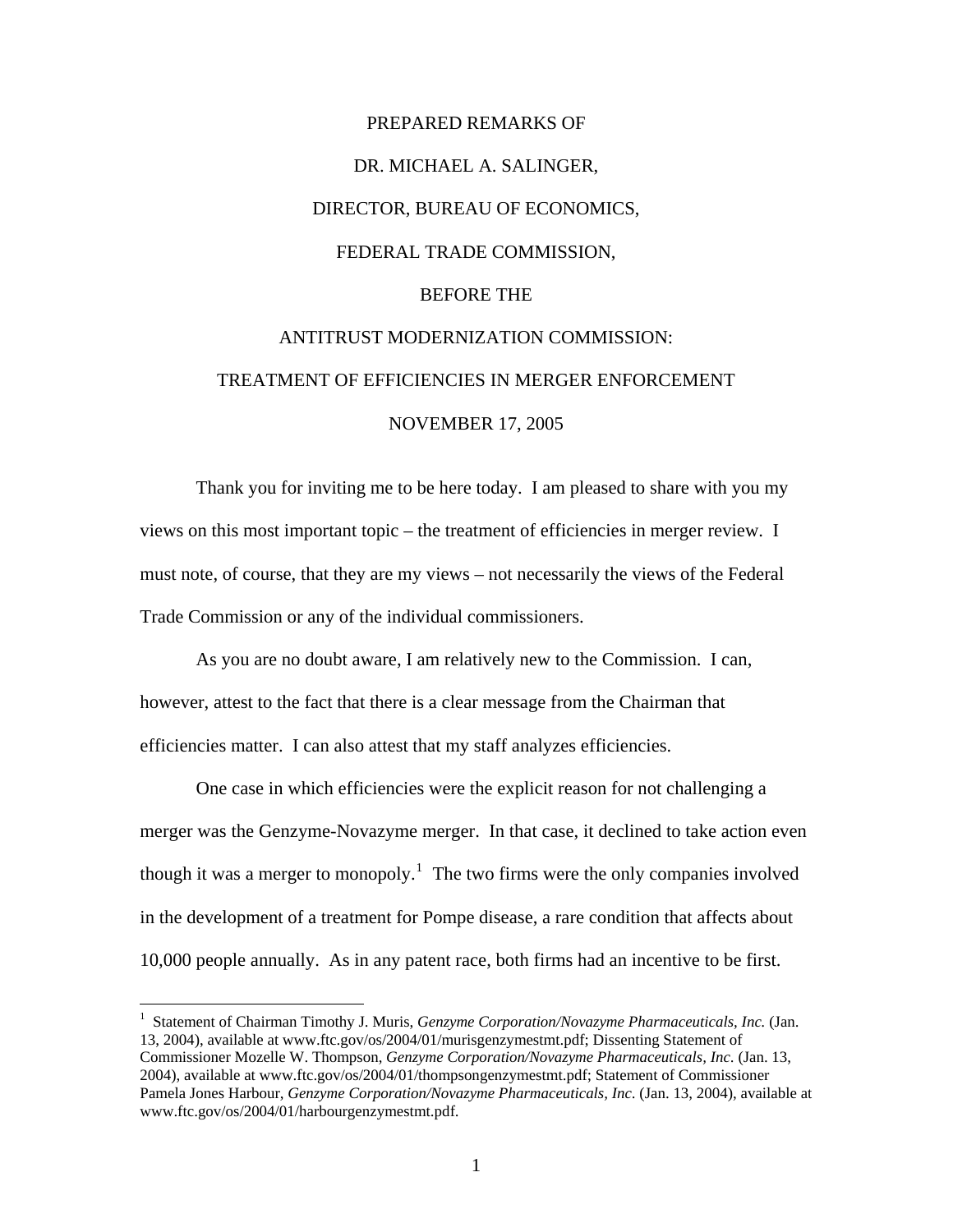# PREPARED REMARKS OF

# DR. MICHAEL A. SALINGER,

# DIRECTOR, BUREAU OF ECONOMICS,

# FEDERAL TRADE COMMISSION,

# BEFORE THE

# ANTITRUST MODERNIZATION COMMISSION:

# TREATMENT OF EFFICIENCIES IN MERGER ENFORCEMENT

# NOVEMBER 17, 2005

Thank you for inviting me to be here today. I am pleased to share with you my views on this most important topic – the treatment of efficiencies in merger review. I must note, of course, that they are my views – not necessarily the views of the Federal Trade Commission or any of the individual commissioners.

As you are no doubt aware, I am relatively new to the Commission. I can, however, attest to the fact that there is a clear message from the Chairman that efficiencies matter. I can also attest that my staff analyzes efficiencies.

One case in which efficiencies were the explicit reason for not challenging a merger was the Genzyme-Novazyme merger. In that case, it declined to take action even though it was a merger to monopoly.[1] The two firms were the only companies involved in the development of a treatment for Pompe disease, a rare condition that affects about 10,000 people annually. As in any patent race, both firms had an incentive to be first.

---

[1] Statement of Chairman Timothy J. Muris, *Genzyme Corporation/Novazyme Pharmaceuticals, Inc.* (Jan. 13, 2004), available at www.ftc.gov/os/2004/01/murisgenzymestmt.pdf; Dissenting Statement of Commissioner Mozelle W. Thompson, *Genzyme Corporation/Novazyme Pharmaceuticals, Inc*. (Jan. 13, 2004), available at www.ftc.gov/os/2004/01/thompsongenzymestmt.pdf; Statement of Commissioner Pamela Jones Harbour, *Genzyme Corporation/Novazyme Pharmaceuticals, Inc*. (Jan. 13, 2004), available at www.ftc.gov/os/2004/01/harbourgenzymestmt.pdf.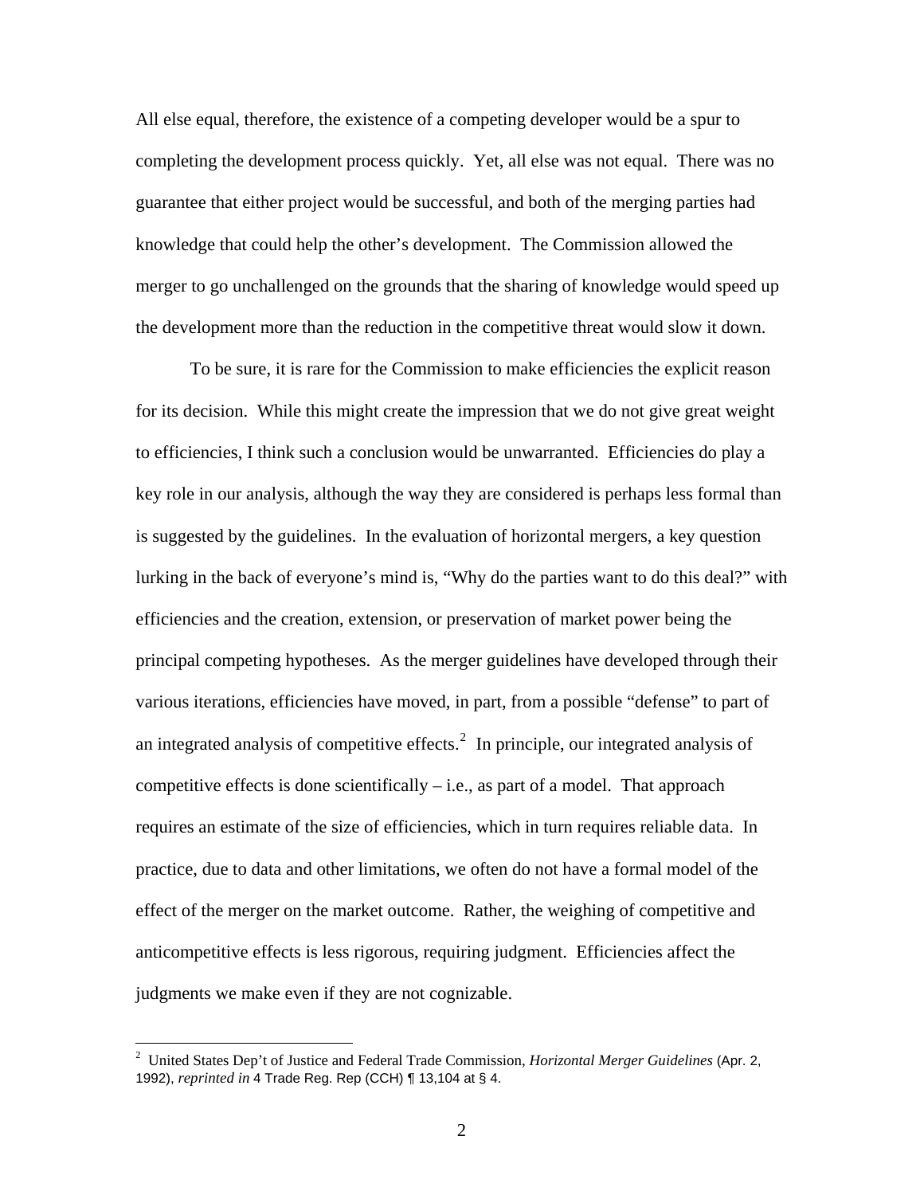All else equal, therefore, the existence of a competing developer would be a spur to completing the development process quickly. Yet, all else was not equal. There was no guarantee that either project would be successful, and both of the merging parties had knowledge that could help the other's development. The Commission allowed the merger to go unchallenged on the grounds that the sharing of knowledge would speed up the development more than the reduction in the competitive threat would slow it down.

To be sure, it is rare for the Commission to make efficiencies the explicit reason for its decision. While this might create the impression that we do not give great weight to efficiencies, I think such a conclusion would be unwarranted. Efficiencies do play a key role in our analysis, although the way they are considered is perhaps less formal than is suggested by the guidelines. In the evaluation of horizontal mergers, a key question lurking in the back of everyone's mind is, "Why do the parties want to do this deal?" with efficiencies and the creation, extension, or preservation of market power being the principal competing hypotheses. As the merger guidelines have developed through their various iterations, efficiencies have moved, in part, from a possible "defense" to part of an integrated analysis of competitive effects.[2] In principle, our integrated analysis of competitive effects is done scientifically – i.e., as part of a model. That approach requires an estimate of the size of efficiencies, which in turn requires reliable data. In practice, due to data and other limitations, we often do not have a formal model of the effect of the merger on the market outcome. Rather, the weighing of competitive and anticompetitive effects is less rigorous, requiring judgment. Efficiencies affect the judgments we make even if they are not cognizable.

---

[2] United States Dep't of Justice and Federal Trade Commission, *Horizontal Merger Guidelines* (Apr. 2, 1992), *reprinted in* 4 Trade Reg. Rep (CCH) ¶ 13,104 at § 4.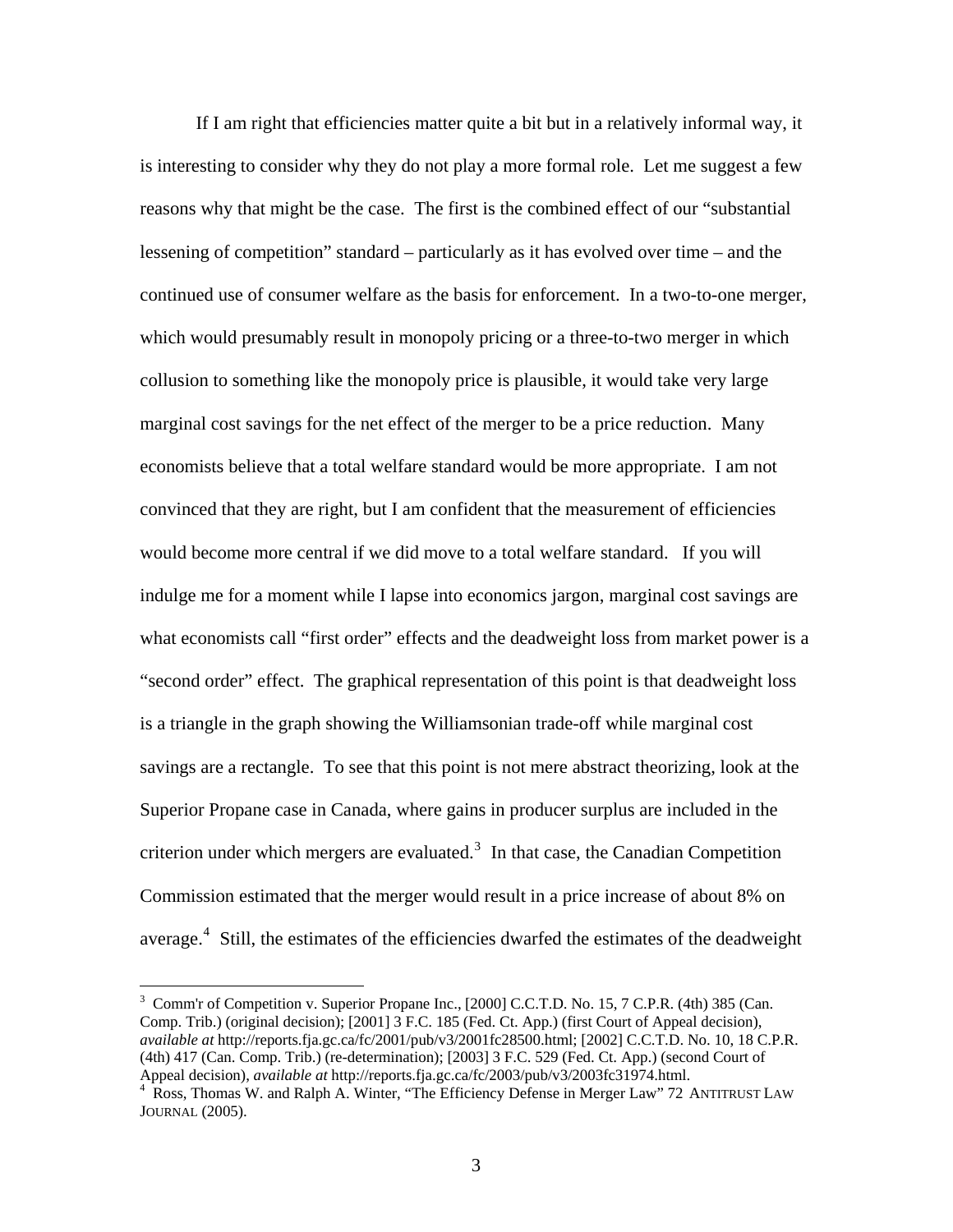If I am right that efficiencies matter quite a bit but in a relatively informal way, it is interesting to consider why they do not play a more formal role. Let me suggest a few reasons why that might be the case. The first is the combined effect of our "substantial lessening of competition" standard – particularly as it has evolved over time – and the continued use of consumer welfare as the basis for enforcement. In a two-to-one merger, which would presumably result in monopoly pricing or a three-to-two merger in which collusion to something like the monopoly price is plausible, it would take very large marginal cost savings for the net effect of the merger to be a price reduction. Many economists believe that a total welfare standard would be more appropriate. I am not convinced that they are right, but I am confident that the measurement of efficiencies would become more central if we did move to a total welfare standard. If you will indulge me for a moment while I lapse into economics jargon, marginal cost savings are what economists call "first order" effects and the deadweight loss from market power is a "second order" effect. The graphical representation of this point is that deadweight loss is a triangle in the graph showing the Williamsonian trade-off while marginal cost savings are a rectangle. To see that this point is not mere abstract theorizing, look at the Superior Propane case in Canada, where gains in producer surplus are included in the criterion under which mergers are evaluated.[3] In that case, the Canadian Competition Commission estimated that the merger would result in a price increase of about 8% on average.[4] Still, the estimates of the efficiencies dwarfed the estimates of the deadweight

---

[3] Comm'r of Competition v. Superior Propane Inc., [2000] C.C.T.D. No. 15, 7 C.P.R. (4th) 385 (Can. Comp. Trib.) (original decision); [2001] 3 F.C. 185 (Fed. Ct. App.) (first Court of Appeal decision), *available at* http://reports.fja.gc.ca/fc/2001/pub/v3/2001fc28500.html; [2002] C.C.T.D. No. 10, 18 C.P.R. (4th) 417 (Can. Comp. Trib.) (re-determination); [2003] 3 F.C. 529 (Fed. Ct. App.) (second Court of Appeal decision), *available at* http://reports.fja.gc.ca/fc/2003/pub/v3/2003fc31974.html.

[4] Ross, Thomas W. and Ralph A. Winter, "The Efficiency Defense in Merger Law" 72 ANTITRUST LAW JOURNAL (2005).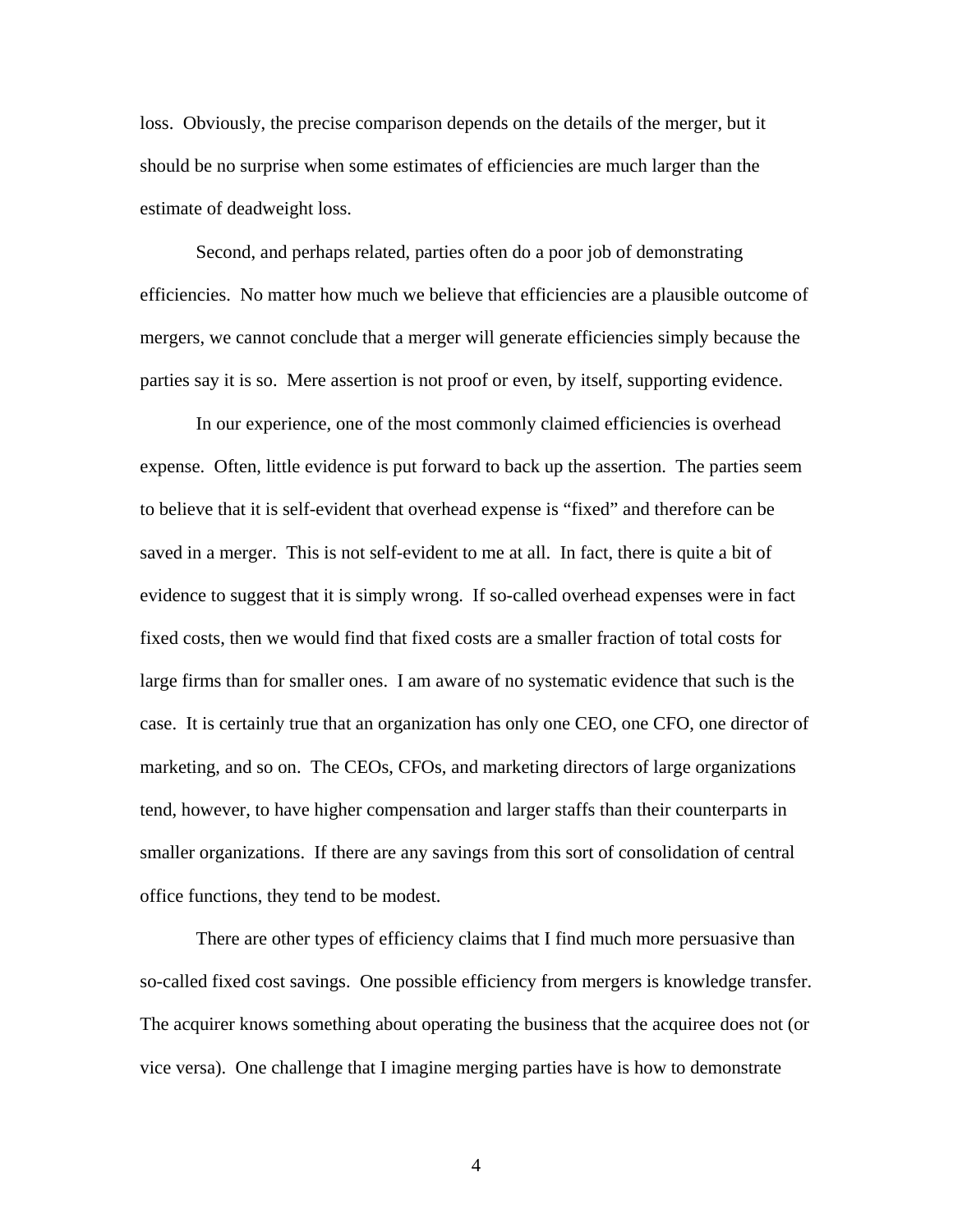loss. Obviously, the precise comparison depends on the details of the merger, but it should be no surprise when some estimates of efficiencies are much larger than the estimate of deadweight loss.

Second, and perhaps related, parties often do a poor job of demonstrating efficiencies. No matter how much we believe that efficiencies are a plausible outcome of mergers, we cannot conclude that a merger will generate efficiencies simply because the parties say it is so. Mere assertion is not proof or even, by itself, supporting evidence.

In our experience, one of the most commonly claimed efficiencies is overhead expense. Often, little evidence is put forward to back up the assertion. The parties seem to believe that it is self-evident that overhead expense is "fixed" and therefore can be saved in a merger. This is not self-evident to me at all. In fact, there is quite a bit of evidence to suggest that it is simply wrong. If so-called overhead expenses were in fact fixed costs, then we would find that fixed costs are a smaller fraction of total costs for large firms than for smaller ones. I am aware of no systematic evidence that such is the case. It is certainly true that an organization has only one CEO, one CFO, one director of marketing, and so on. The CEOs, CFOs, and marketing directors of large organizations tend, however, to have higher compensation and larger staffs than their counterparts in smaller organizations. If there are any savings from this sort of consolidation of central office functions, they tend to be modest.

There are other types of efficiency claims that I find much more persuasive than so-called fixed cost savings. One possible efficiency from mergers is knowledge transfer. The acquirer knows something about operating the business that the acquiree does not (or vice versa). One challenge that I imagine merging parties have is how to demonstrate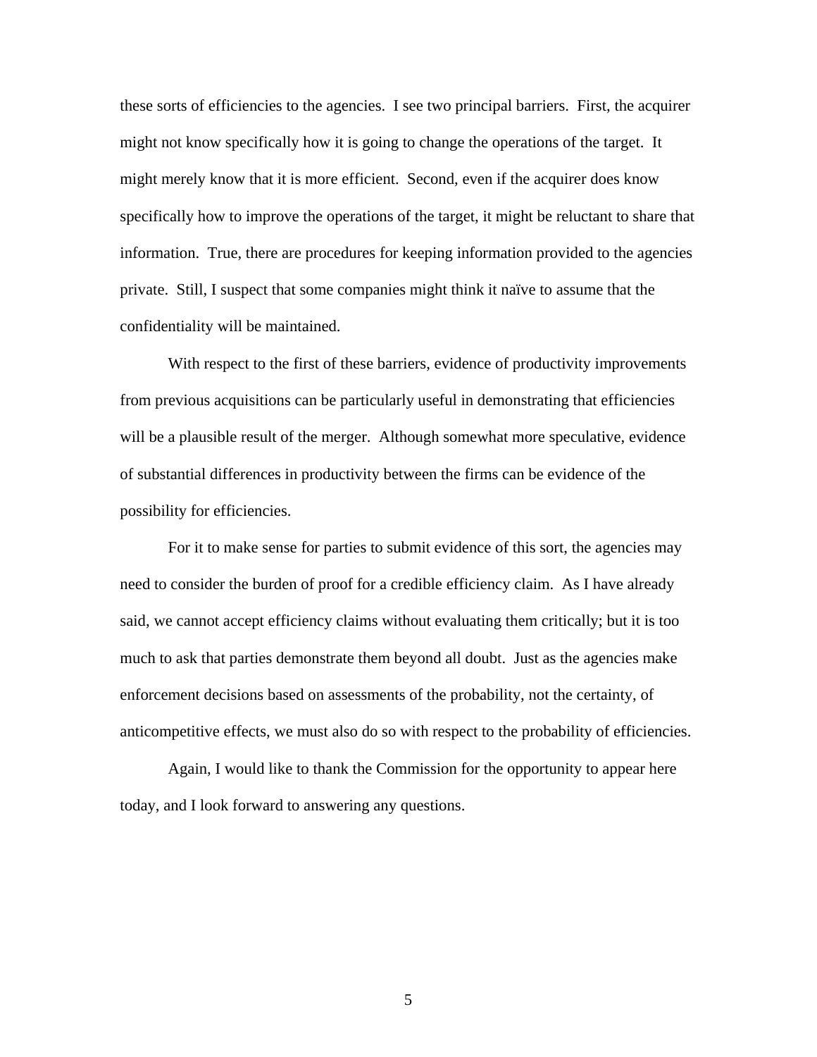these sorts of efficiencies to the agencies. I see two principal barriers. First, the acquirer might not know specifically how it is going to change the operations of the target. It might merely know that it is more efficient. Second, even if the acquirer does know specifically how to improve the operations of the target, it might be reluctant to share that information. True, there are procedures for keeping information provided to the agencies private. Still, I suspect that some companies might think it naïve to assume that the confidentiality will be maintained.

With respect to the first of these barriers, evidence of productivity improvements from previous acquisitions can be particularly useful in demonstrating that efficiencies will be a plausible result of the merger. Although somewhat more speculative, evidence of substantial differences in productivity between the firms can be evidence of the possibility for efficiencies.

For it to make sense for parties to submit evidence of this sort, the agencies may need to consider the burden of proof for a credible efficiency claim. As I have already said, we cannot accept efficiency claims without evaluating them critically; but it is too much to ask that parties demonstrate them beyond all doubt. Just as the agencies make enforcement decisions based on assessments of the probability, not the certainty, of anticompetitive effects, we must also do so with respect to the probability of efficiencies.

Again, I would like to thank the Commission for the opportunity to appear here today, and I look forward to answering any questions.